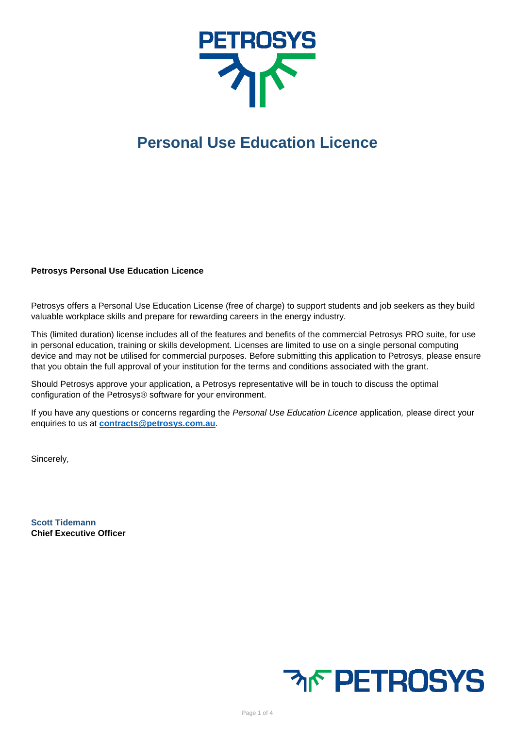# Personal Use Education Licence

**Petrosys Personal Use Education Licence**

Petrosys offers a Personal Use Education License (free of charge) to support students and job seekers as they build valuable workplace skills and prepare for rewarding careers in the energy industry.

This (limited duration) license includes all of the features and benefits of the commercial Petrosys PRO suite, for use in personal education, training or skills development. Licenses are limited to use on a single personal computing device and may not be utilised for commercial purposes. Before submitting this application to Petrosys, please ensure that you obtain the full approval of your institution for the terms and conditions associated with the grant.

Should Petrosys approve your application, a Petrosys representative will be in touch to discuss the optimal configuration of the Petrosys® software for your environment.

If you have any questions or concerns regarding the *Personal Use Education Licence* application*,* please direct your enquiries to us at **contracts@petrosys.com.au**.

Sincerely,

**Scott Tidemann**
**Chief Executive Officer**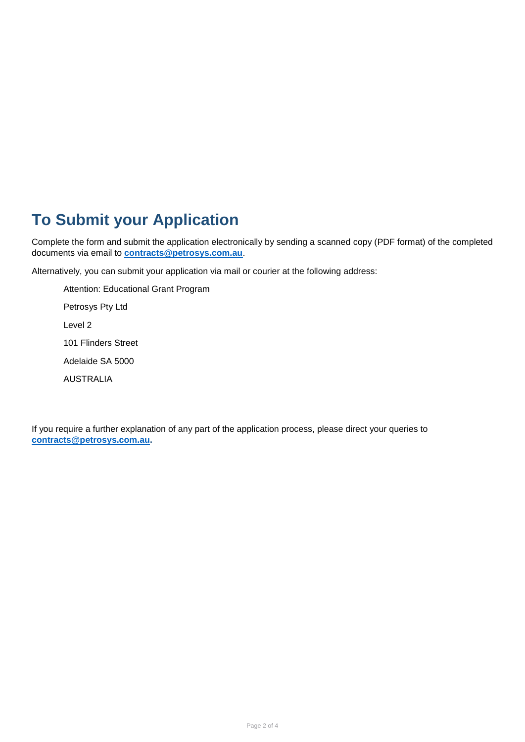# To Submit your Application

Complete the form and submit the application electronically by sending a scanned copy (PDF format) of the completed documents via email to **contracts@petrosys.com.au**.

Alternatively, you can submit your application via mail or courier at the following address:

> Attention: Educational Grant Program
>
> Petrosys Pty Ltd
>
> Level 2
>
> 101 Flinders Street
>
> Adelaide SA 5000
>
> AUSTRALIA

If you require a further explanation of any part of the application process, please direct your queries to **contracts@petrosys.com.au.**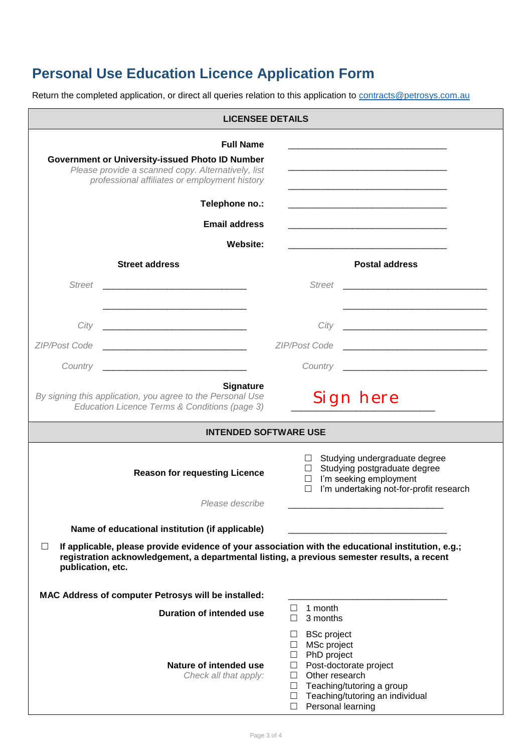# Personal Use Education Licence Application Form

Return the completed application, or direct all queries relation to this application to [contracts@petrosys.com.au](mailto:contracts@petrosys.com.au)

## LICENSEE DETAILS

**Full Name** ______________________________

**Government or University-issued Photo ID Number**
*Please provide a scanned copy. Alternatively, list professional affiliates or employment history* ______________________________

______________________________

**Telephone no.:** ______________________________

**Email address** ______________________________

**Website:** ______________________________

| **Street address** | | **Postal address** | |
|---|---|---|---|
| *Street* | ______________________ | *Street* | ______________________ |
| | ______________________ | | ______________________ |
| *City* | ______________________ | *City* | ______________________ |
| *ZIP/Post Code* | ______________________ | *ZIP/Post Code* | ______________________ |
| *Country* | ______________________ | *Country* | ______________________ |

**Signature**
*By signing this application, you agree to the Personal Use Education Licence Terms & Conditions (page 3)*

Sign here ______________________

## INTENDED SOFTWARE USE

**Reason for requesting Licence**

- ☐ Studying undergraduate degree
- ☐ Studying postgraduate degree
- ☐ I'm seeking employment
- ☐ I'm undertaking not-for-profit research

*Please describe* ______________________________

**Name of educational institution (if applicable)** ______________________________

☐ **If applicable, please provide evidence of your association with the educational institution, e.g.; registration acknowledgement, a departmental listing, a previous semester results, a recent publication, etc.**

**MAC Address of computer Petrosys will be installed:** ______________________________

**Duration of intended use**

- ☐ 1 month
- ☐ 3 months

**Nature of intended use**
*Check all that apply:*

- ☐ BSc project
- ☐ MSc project
- ☐ PhD project
- ☐ Post-doctorate project
- ☐ Other research
- ☐ Teaching/tutoring a group
- ☐ Teaching/tutoring an individual
- ☐ Personal learning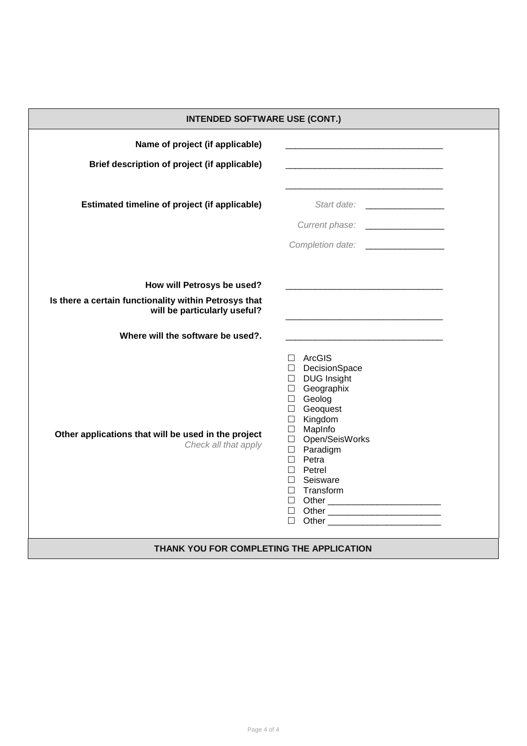| INTENDED SOFTWARE USE (CONT.) | |
|---|---|
| **Name of project (if applicable)** | ________________________________ |
| **Brief description of project (if applicable)** | ________________________________<br>________________________________ |
| **Estimated timeline of project (if applicable)** | *Start date:* ________________<br>*Current phase:* ________________<br>*Completion date:* ________________ |
| **How will Petrosys be used?** | ________________________________ |
| **Is there a certain functionality within Petrosys that will be particularly useful?** | ________________________________ |
| **Where will the software be used?.** | ________________________________ |
| **Other applications that will be used in the project**<br>*Check all that apply* | ☐ ArcGIS<br>☐ DecisionSpace<br>☐ DUG Insight<br>☐ Geographix<br>☐ Geolog<br>☐ Geoquest<br>☐ Kingdom<br>☐ MapInfo<br>☐ Open/SeisWorks<br>☐ Paradigm<br>☐ Petra<br>☐ Petrel<br>☐ Seisware<br>☐ Transform<br>☐ Other _______________________<br>☐ Other _______________________<br>☐ Other _______________________ |

**THANK YOU FOR COMPLETING THE APPLICATION**